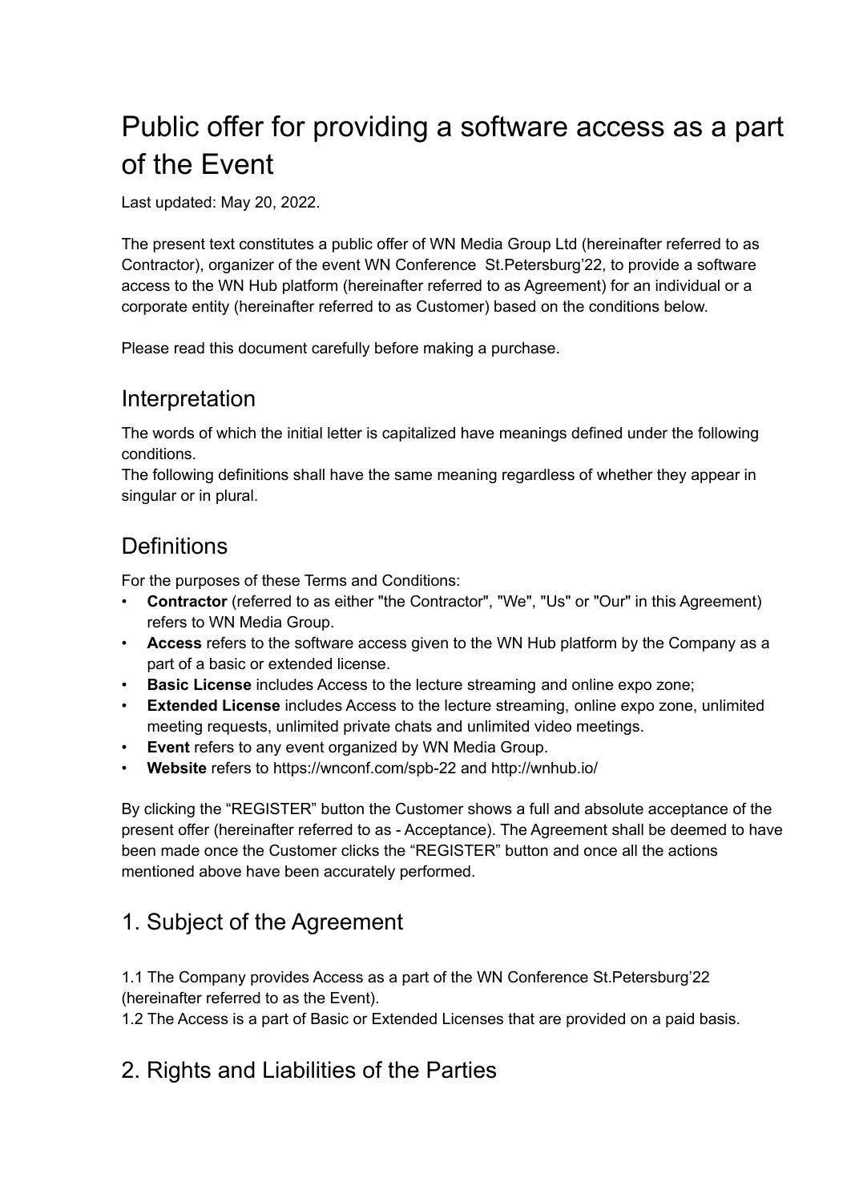# Public offer for providing a software access as a part of the Event

Last updated: May 20, 2022.

The present text constitutes a public offer of WN Media Group Ltd (hereinafter referred to as Contractor), organizer of the event WN Conference St.Petersburg'22, to provide a software access to the WN Hub platform (hereinafter referred to as Agreement) for an individual or a corporate entity (hereinafter referred to as Customer) based on the conditions below.

Please read this document carefully before making a purchase.

## Interpretation

The words of which the initial letter is capitalized have meanings defined under the following conditions.
The following definitions shall have the same meaning regardless of whether they appear in singular or in plural.

## Definitions

For the purposes of these Terms and Conditions:

- **Contractor** (referred to as either "the Contractor", "We", "Us" or "Our" in this Agreement) refers to WN Media Group.
- **Access** refers to the software access given to the WN Hub platform by the Company as a part of a basic or extended license.
- **Basic License** includes Access to the lecture streaming and online expo zone;
- **Extended License** includes Access to the lecture streaming, online expo zone, unlimited meeting requests, unlimited private chats and unlimited video meetings.
- **Event** refers to any event organized by WN Media Group.
- **Website** refers to https://wnconf.com/spb-22 and http://wnhub.io/

By clicking the "REGISTER" button the Customer shows a full and absolute acceptance of the present offer (hereinafter referred to as - Acceptance). The Agreement shall be deemed to have been made once the Customer clicks the "REGISTER" button and once all the actions mentioned above have been accurately performed.

## 1. Subject of the Agreement

1.1 The Company provides Access as a part of the WN Conference St.Petersburg'22 (hereinafter referred to as the Event).
1.2 The Access is a part of Basic or Extended Licenses that are provided on a paid basis.

## 2. Rights and Liabilities of the Parties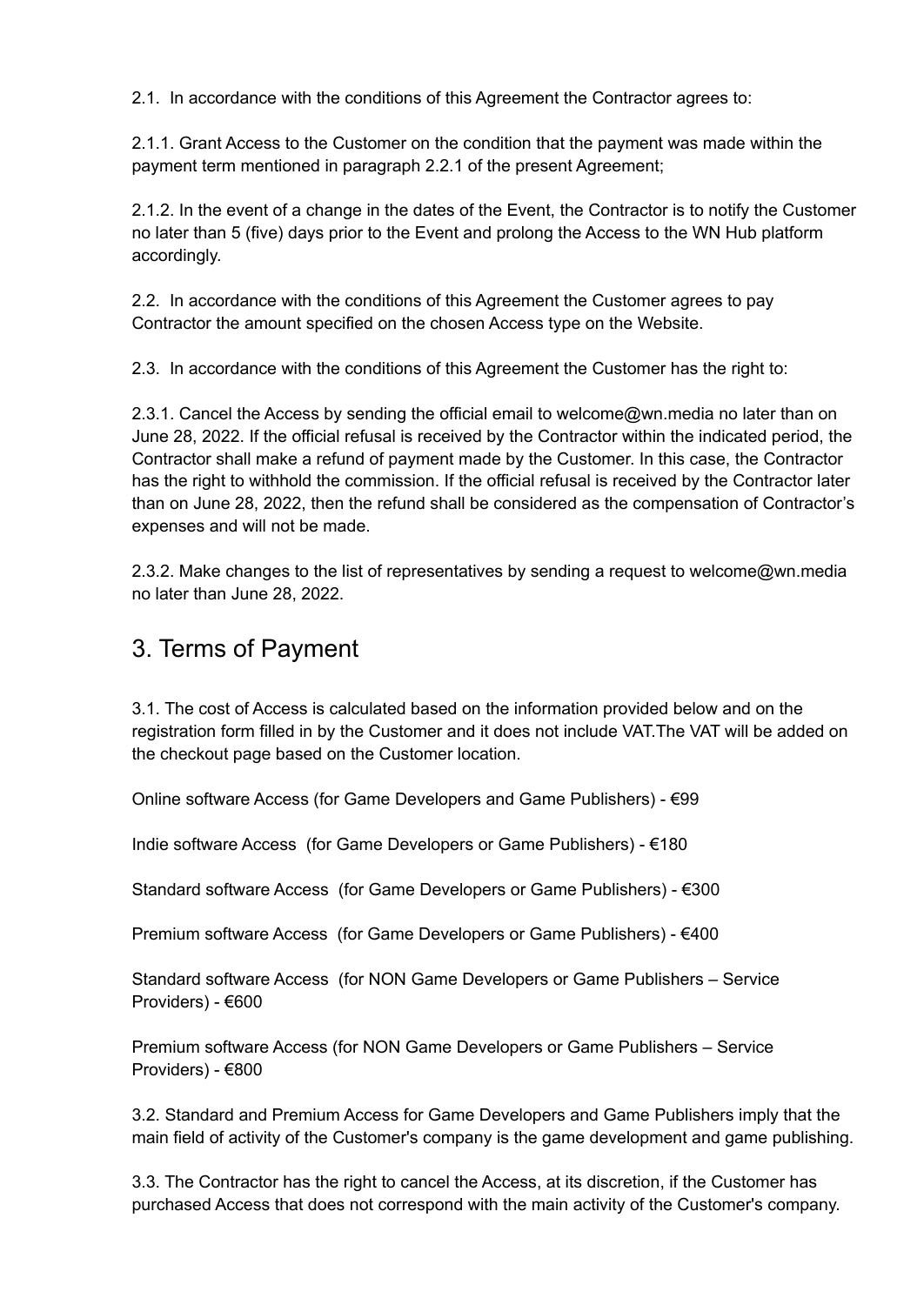2.1. In accordance with the conditions of this Agreement the Contractor agrees to:

2.1.1. Grant Access to the Customer on the condition that the payment was made within the payment term mentioned in paragraph 2.2.1 of the present Agreement;

2.1.2. In the event of a change in the dates of the Event, the Contractor is to notify the Customer no later than 5 (five) days prior to the Event and prolong the Access to the WN Hub platform accordingly.

2.2. In accordance with the conditions of this Agreement the Customer agrees to pay Contractor the amount specified on the chosen Access type on the Website.

2.3. In accordance with the conditions of this Agreement the Customer has the right to:

2.3.1. Cancel the Access by sending the official email to welcome@wn.media no later than on June 28, 2022. If the official refusal is received by the Contractor within the indicated period, the Contractor shall make a refund of payment made by the Customer. In this case, the Contractor has the right to withhold the commission. If the official refusal is received by the Contractor later than on June 28, 2022, then the refund shall be considered as the compensation of Contractor's expenses and will not be made.

2.3.2. Make changes to the list of representatives by sending a request to welcome@wn.media no later than June 28, 2022.

## 3. Terms of Payment

3.1. The cost of Access is calculated based on the information provided below and on the registration form filled in by the Customer and it does not include VAT.The VAT will be added on the checkout page based on the Customer location.

Online software Access (for Game Developers and Game Publishers) - €99

Indie software Access (for Game Developers or Game Publishers) - €180

Standard software Access (for Game Developers or Game Publishers) - €300

Premium software Access (for Game Developers or Game Publishers) - €400

Standard software Access (for NON Game Developers or Game Publishers – Service Providers) - €600

Premium software Access (for NON Game Developers or Game Publishers – Service Providers) - €800

3.2. Standard and Premium Access for Game Developers and Game Publishers imply that the main field of activity of the Customer's company is the game development and game publishing.

3.3. The Contractor has the right to cancel the Access, at its discretion, if the Customer has purchased Access that does not correspond with the main activity of the Customer's company.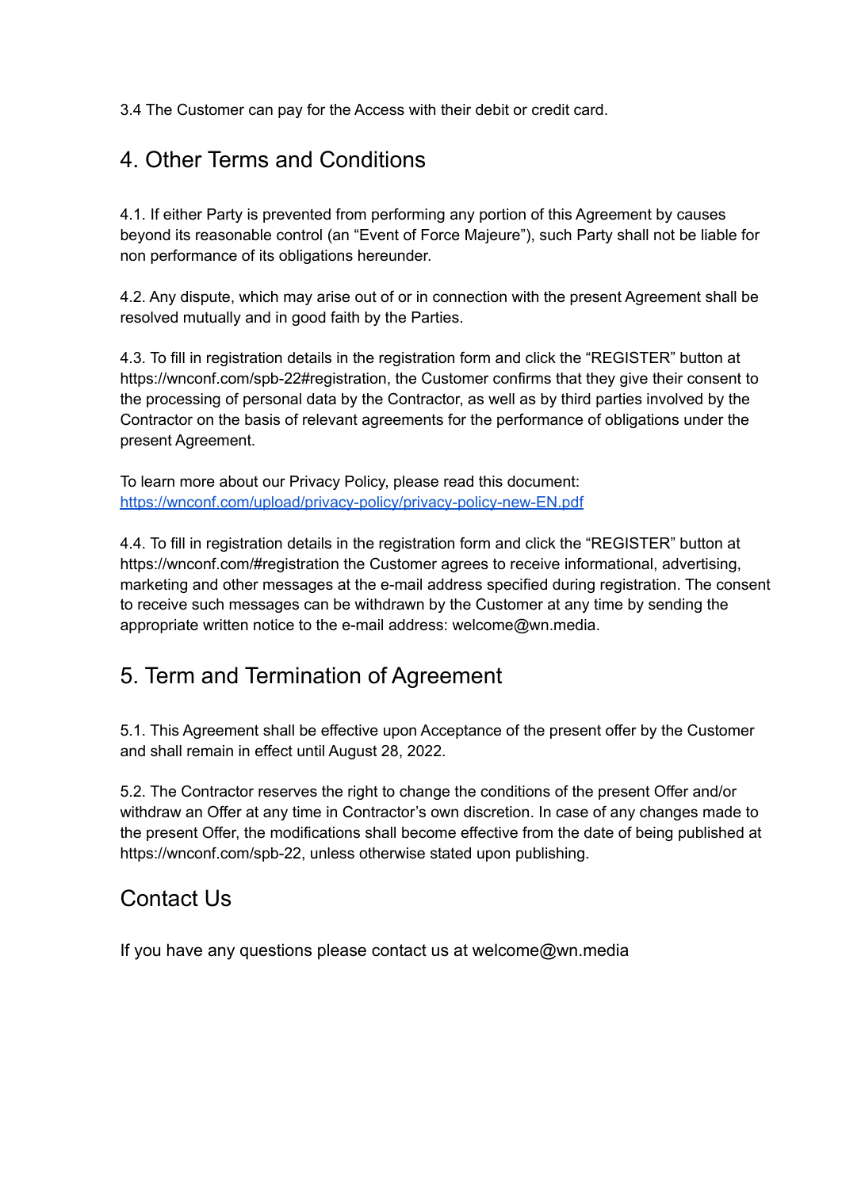3.4 The Customer can pay for the Access with their debit or credit card.

## 4. Other Terms and Conditions

4.1. If either Party is prevented from performing any portion of this Agreement by causes beyond its reasonable control (an "Event of Force Majeure"), such Party shall not be liable for non performance of its obligations hereunder.

4.2. Any dispute, which may arise out of or in connection with the present Agreement shall be resolved mutually and in good faith by the Parties.

4.3. To fill in registration details in the registration form and click the "REGISTER" button at https://wnconf.com/spb-22#registration, the Customer confirms that they give their consent to the processing of personal data by the Contractor, as well as by third parties involved by the Contractor on the basis of relevant agreements for the performance of obligations under the present Agreement.

To learn more about our Privacy Policy, please read this document: [https://wnconf.com/upload/privacy-policy/privacy-policy-new-EN.pdf](https://wnconf.com/upload/privacy-policy/privacy-policy-new-EN.pdf)

4.4. To fill in registration details in the registration form and click the "REGISTER" button at https://wnconf.com/#registration the Customer agrees to receive informational, advertising, marketing and other messages at the e-mail address specified during registration. The consent to receive such messages can be withdrawn by the Customer at any time by sending the appropriate written notice to the e-mail address: welcome@wn.media.

## 5. Term and Termination of Agreement

5.1. This Agreement shall be effective upon Acceptance of the present offer by the Customer and shall remain in effect until August 28, 2022.

5.2. The Contractor reserves the right to change the conditions of the present Offer and/or withdraw an Offer at any time in Contractor's own discretion. In case of any changes made to the present Offer, the modifications shall become effective from the date of being published at https://wnconf.com/spb-22, unless otherwise stated upon publishing.

## Contact Us

If you have any questions please contact us at welcome@wn.media